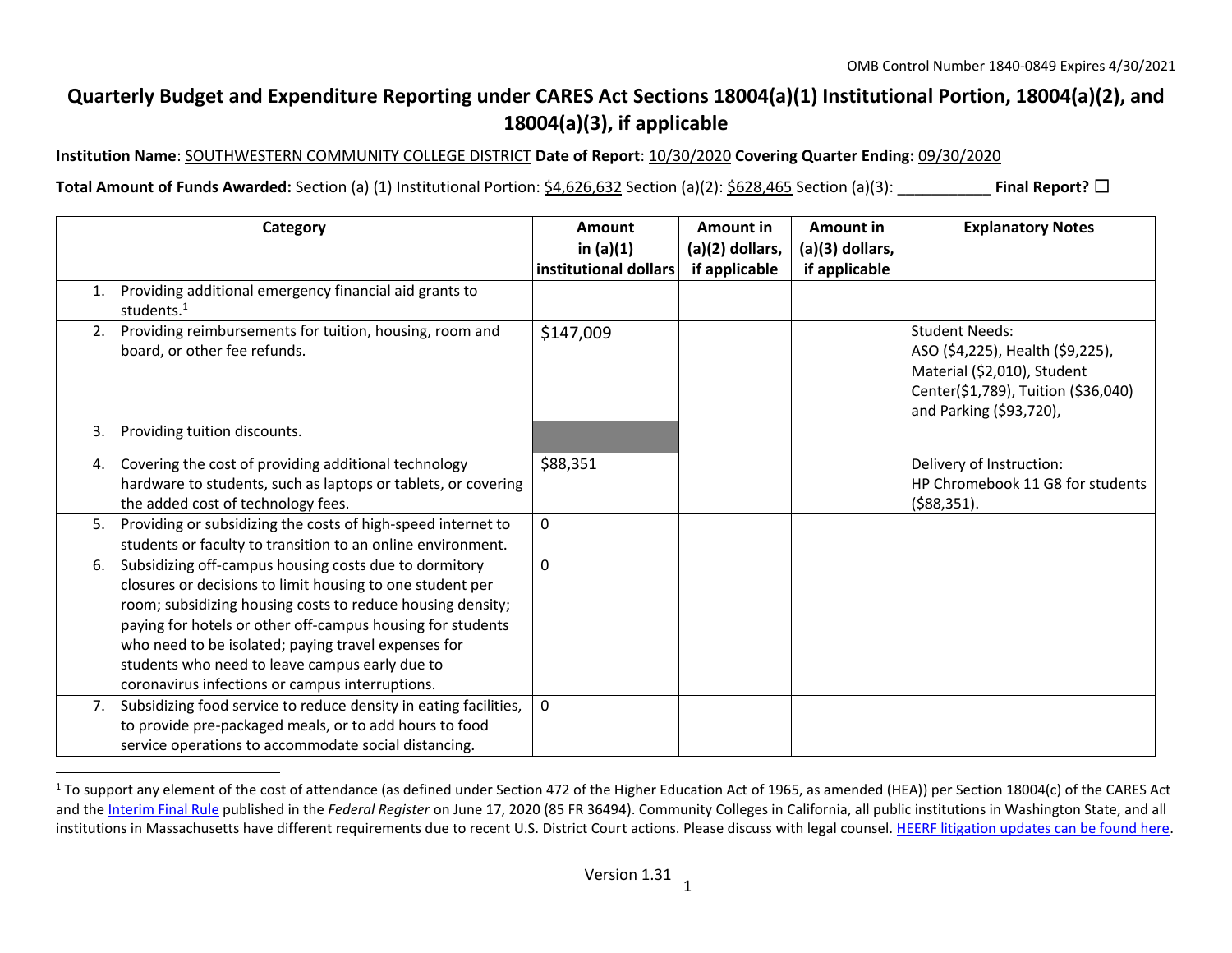OMB Control Number 1840-0849 Expires 4/30/2021

# Quarterly Budget and Expenditure Reporting under CARES Act Sections 18004(a)(1) Institutional Portion, 18004(a)(2), and 18004(a)(3), if applicable

**Institution Name**: SOUTHWESTERN COMMUNITY COLLEGE DISTRICT **Date of Report**: 10/30/2020 **Covering Quarter Ending:** 09/30/2020

**Total Amount of Funds Awarded:** Section (a) (1) Institutional Portion: $4,626,632 Section (a)(2): $628,465 Section (a)(3): ___________ **Final Report?** ☐

| Category | Amount in (a)(1) institutional dollars | Amount in (a)(2) dollars, if applicable | Amount in (a)(3) dollars, if applicable | Explanatory Notes |
|---|---|---|---|---|
| 1. Providing additional emergency financial aid grants to students.[1] | | | | |
| 2. Providing reimbursements for tuition, housing, room and board, or other fee refunds. | $147,009 | | | Student Needs: ASO ($4,225), Health ($9,225), Material ($2,010), Student Center($1,789), Tuition ($36,040) and Parking ($93,720), |
| 3. Providing tuition discounts. | | | | |
| 4. Covering the cost of providing additional technology hardware to students, such as laptops or tablets, or covering the added cost of technology fees. | $88,351 | | | Delivery of Instruction: HP Chromebook 11 G8 for students ($88,351). |
| 5. Providing or subsidizing the costs of high-speed internet to students or faculty to transition to an online environment. | 0 | | | |
| 6. Subsidizing off-campus housing costs due to dormitory closures or decisions to limit housing to one student per room; subsidizing housing costs to reduce housing density; paying for hotels or other off-campus housing for students who need to be isolated; paying travel expenses for students who need to leave campus early due to coronavirus infections or campus interruptions. | 0 | | | |
| 7. Subsidizing food service to reduce density in eating facilities, to provide pre-packaged meals, or to add hours to food service operations to accommodate social distancing. | 0 | | | |

[1] To support any element of the cost of attendance (as defined under Section 472 of the Higher Education Act of 1965, as amended (HEA)) per Section 18004(c) of the CARES Act and the Interim Final Rule published in the *Federal Register* on June 17, 2020 (85 FR 36494). Community Colleges in California, all public institutions in Washington State, and all institutions in Massachusetts have different requirements due to recent U.S. District Court actions. Please discuss with legal counsel. HEERF litigation updates can be found here.

Version 1.31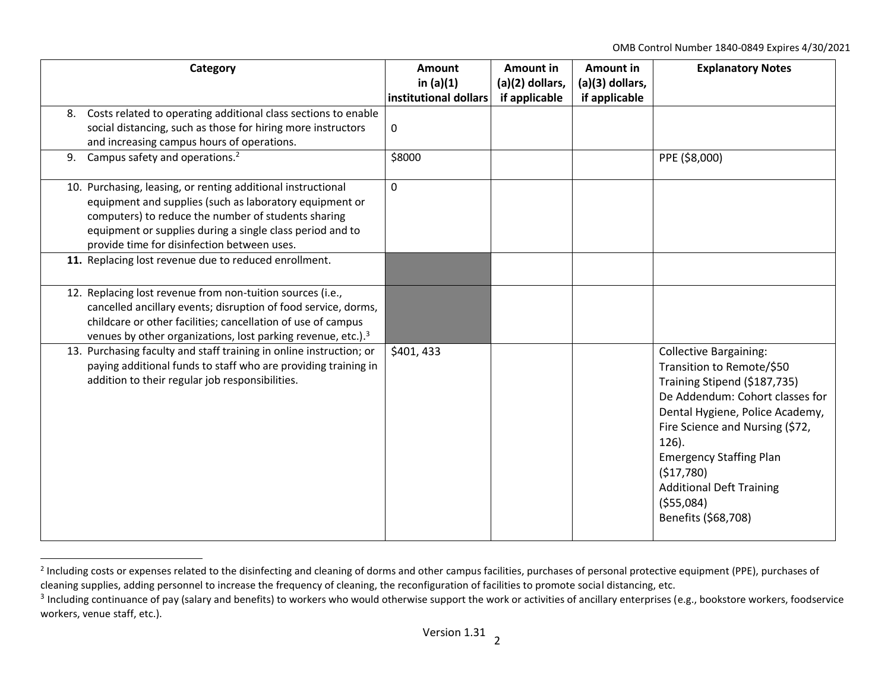| Category | Amount in (a)(1) institutional dollars | Amount in (a)(2) dollars, if applicable | Amount in (a)(3) dollars, if applicable | Explanatory Notes |
|---|---|---|---|---|
| 8. Costs related to operating additional class sections to enable social distancing, such as those for hiring more instructors and increasing campus hours of operations. | 0 | | | |
| 9. Campus safety and operations.[2] | $8000 | | | PPE ($8,000) |
| 10. Purchasing, leasing, or renting additional instructional equipment and supplies (such as laboratory equipment or computers) to reduce the number of students sharing equipment or supplies during a single class period and to provide time for disinfection between uses. | 0 | | | |
| **11.** Replacing lost revenue due to reduced enrollment. | | | | |
| 12. Replacing lost revenue from non-tuition sources (i.e., cancelled ancillary events; disruption of food service, dorms, childcare or other facilities; cancellation of use of campus venues by other organizations, lost parking revenue, etc.).[3] | | | | |
| 13. Purchasing faculty and staff training in online instruction; or paying additional funds to staff who are providing training in addition to their regular job responsibilities. | $401, 433 | | | Collective Bargaining: Transition to Remote/$50 Training Stipend ($187,735) De Addendum: Cohort classes for Dental Hygiene, Police Academy, Fire Science and Nursing ($72, 126). Emergency Staffing Plan ($17,780) Additional Deft Training ($55,084) Benefits ($68,708) |

[2] Including costs or expenses related to the disinfecting and cleaning of dorms and other campus facilities, purchases of personal protective equipment (PPE), purchases of cleaning supplies, adding personnel to increase the frequency of cleaning, the reconfiguration of facilities to promote social distancing, etc.

[3] Including continuance of pay (salary and benefits) to workers who would otherwise support the work or activities of ancillary enterprises (e.g., bookstore workers, foodservice workers, venue staff, etc.).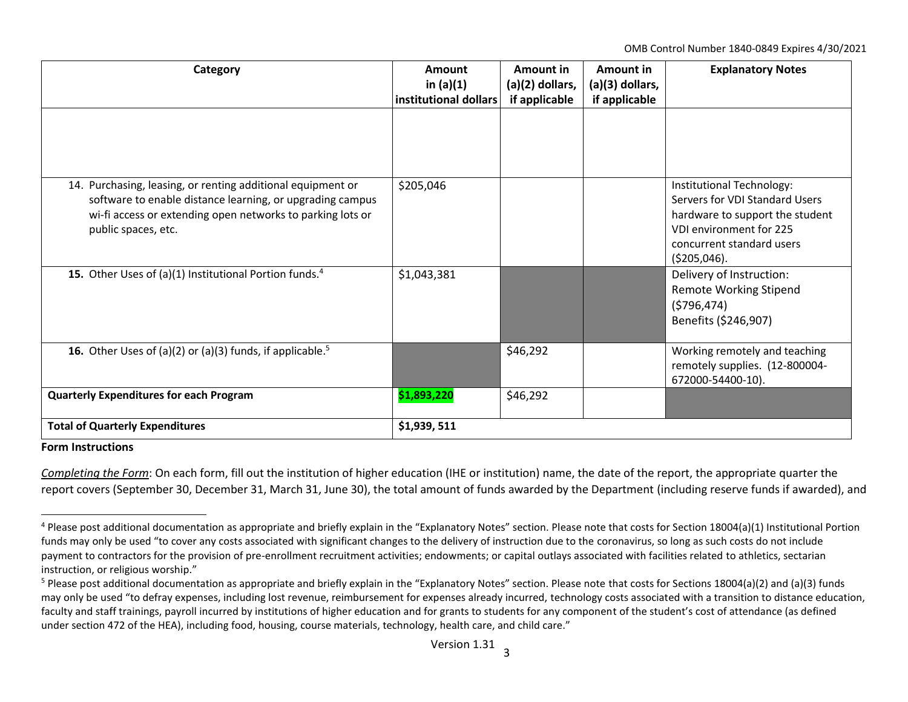| Category | Amount in (a)(1) institutional dollars | Amount in (a)(2) dollars, if applicable | Amount in (a)(3) dollars, if applicable | Explanatory Notes |
|---|---|---|---|---|
| | | | | |
| 14. Purchasing, leasing, or renting additional equipment or software to enable distance learning, or upgrading campus wi-fi access or extending open networks to parking lots or public spaces, etc. | $205,046 | | | Institutional Technology: Servers for VDI Standard Users hardware to support the student VDI environment for 225 concurrent standard users ($205,046). |
| **15.** Other Uses of (a)(1) Institutional Portion funds.[4] | $1,043,381 | | | Delivery of Instruction: Remote Working Stipend ($796,474) Benefits ($246,907) |
| **16.** Other Uses of (a)(2) or (a)(3) funds, if applicable.[5] | | $46,292 | | Working remotely and teaching remotely supplies. (12-800004-672000-54400-10). |
| **Quarterly Expenditures for each Program** | **$1,893,220** | $46,292 | | |
| **Total of Quarterly Expenditures** | **$1,939, 511** | | | |

**Form Instructions**

*Completing the Form*: On each form, fill out the institution of higher education (IHE or institution) name, the date of the report, the appropriate quarter the report covers (September 30, December 31, March 31, June 30), the total amount of funds awarded by the Department (including reserve funds if awarded), and

[4] Please post additional documentation as appropriate and briefly explain in the "Explanatory Notes" section. Please note that costs for Section 18004(a)(1) Institutional Portion funds may only be used "to cover any costs associated with significant changes to the delivery of instruction due to the coronavirus, so long as such costs do not include payment to contractors for the provision of pre-enrollment recruitment activities; endowments; or capital outlays associated with facilities related to athletics, sectarian instruction, or religious worship."

[5] Please post additional documentation as appropriate and briefly explain in the "Explanatory Notes" section. Please note that costs for Sections 18004(a)(2) and (a)(3) funds may only be used "to defray expenses, including lost revenue, reimbursement for expenses already incurred, technology costs associated with a transition to distance education, faculty and staff trainings, payroll incurred by institutions of higher education and for grants to students for any component of the student's cost of attendance (as defined under section 472 of the HEA), including food, housing, course materials, technology, health care, and child care."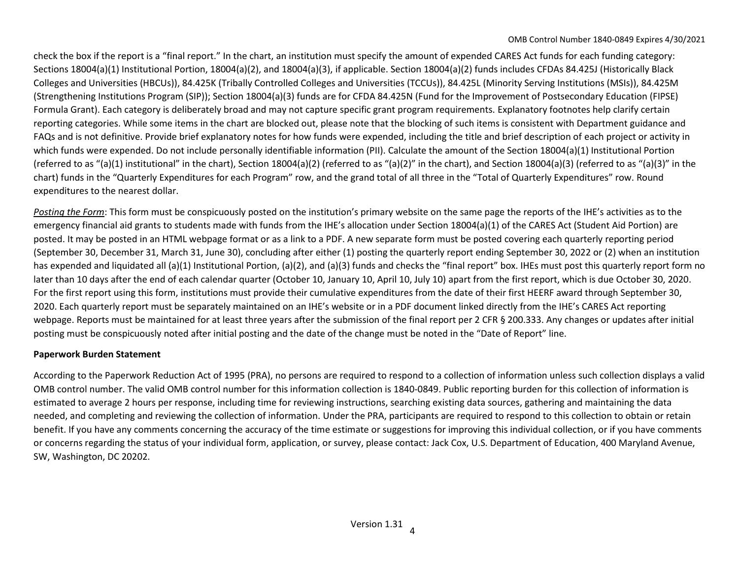check the box if the report is a "final report." In the chart, an institution must specify the amount of expended CARES Act funds for each funding category: Sections 18004(a)(1) Institutional Portion, 18004(a)(2), and 18004(a)(3), if applicable. Section 18004(a)(2) funds includes CFDAs 84.425J (Historically Black Colleges and Universities (HBCUs)), 84.425K (Tribally Controlled Colleges and Universities (TCCUs)), 84.425L (Minority Serving Institutions (MSIs)), 84.425M (Strengthening Institutions Program (SIP)); Section 18004(a)(3) funds are for CFDA 84.425N (Fund for the Improvement of Postsecondary Education (FIPSE) Formula Grant). Each category is deliberately broad and may not capture specific grant program requirements. Explanatory footnotes help clarify certain reporting categories. While some items in the chart are blocked out, please note that the blocking of such items is consistent with Department guidance and FAQs and is not definitive. Provide brief explanatory notes for how funds were expended, including the title and brief description of each project or activity in which funds were expended. Do not include personally identifiable information (PII). Calculate the amount of the Section 18004(a)(1) Institutional Portion (referred to as "(a)(1) institutional" in the chart), Section 18004(a)(2) (referred to as "(a)(2)" in the chart), and Section 18004(a)(3) (referred to as "(a)(3)" in the chart) funds in the "Quarterly Expenditures for each Program" row, and the grand total of all three in the "Total of Quarterly Expenditures" row. Round expenditures to the nearest dollar.

*Posting the Form*: This form must be conspicuously posted on the institution's primary website on the same page the reports of the IHE's activities as to the emergency financial aid grants to students made with funds from the IHE's allocation under Section 18004(a)(1) of the CARES Act (Student Aid Portion) are posted. It may be posted in an HTML webpage format or as a link to a PDF. A new separate form must be posted covering each quarterly reporting period (September 30, December 31, March 31, June 30), concluding after either (1) posting the quarterly report ending September 30, 2022 or (2) when an institution has expended and liquidated all (a)(1) Institutional Portion, (a)(2), and (a)(3) funds and checks the "final report" box. IHEs must post this quarterly report form no later than 10 days after the end of each calendar quarter (October 10, January 10, April 10, July 10) apart from the first report, which is due October 30, 2020. For the first report using this form, institutions must provide their cumulative expenditures from the date of their first HEERF award through September 30, 2020. Each quarterly report must be separately maintained on an IHE's website or in a PDF document linked directly from the IHE's CARES Act reporting webpage. Reports must be maintained for at least three years after the submission of the final report per 2 CFR § 200.333. Any changes or updates after initial posting must be conspicuously noted after initial posting and the date of the change must be noted in the "Date of Report" line.

**Paperwork Burden Statement**

According to the Paperwork Reduction Act of 1995 (PRA), no persons are required to respond to a collection of information unless such collection displays a valid OMB control number. The valid OMB control number for this information collection is 1840-0849. Public reporting burden for this collection of information is estimated to average 2 hours per response, including time for reviewing instructions, searching existing data sources, gathering and maintaining the data needed, and completing and reviewing the collection of information. Under the PRA, participants are required to respond to this collection to obtain or retain benefit. If you have any comments concerning the accuracy of the time estimate or suggestions for improving this individual collection, or if you have comments or concerns regarding the status of your individual form, application, or survey, please contact: Jack Cox, U.S. Department of Education, 400 Maryland Avenue, SW, Washington, DC 20202.